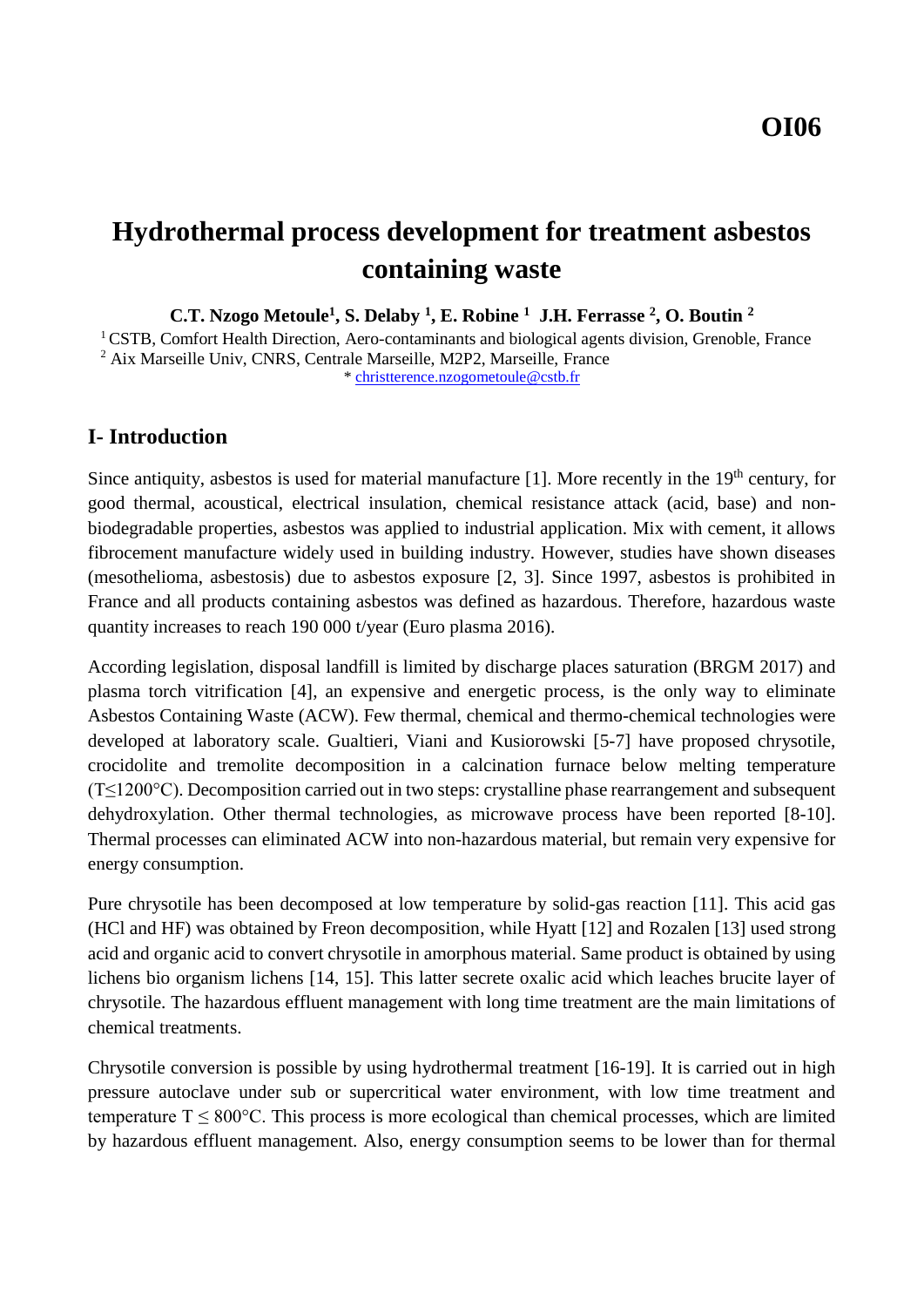**OI06**

# Hydrothermal process development for treatment asbestos containing waste

**C.T. Nzogo Metoule[1], S. Delaby [1], E. Robine [1] J.H. Ferrasse [2], O. Boutin [2]**

[1] CSTB, Comfort Health Direction, Aero-contaminants and biological agents division, Grenoble, France
[2] Aix Marseille Univ, CNRS, Centrale Marseille, M2P2, Marseille, France
* christterence.nzogometoule@cstb.fr

## I- Introduction

Since antiquity, asbestos is used for material manufacture [1]. More recently in the 19th century, for good thermal, acoustical, electrical insulation, chemical resistance attack (acid, base) and non-biodegradable properties, asbestos was applied to industrial application. Mix with cement, it allows fibrocement manufacture widely used in building industry. However, studies have shown diseases (mesothelioma, asbestosis) due to asbestos exposure [2, 3]. Since 1997, asbestos is prohibited in France and all products containing asbestos was defined as hazardous. Therefore, hazardous waste quantity increases to reach 190 000 t/year (Euro plasma 2016).

According legislation, disposal landfill is limited by discharge places saturation (BRGM 2017) and plasma torch vitrification [4], an expensive and energetic process, is the only way to eliminate Asbestos Containing Waste (ACW). Few thermal, chemical and thermo-chemical technologies were developed at laboratory scale. Gualtieri, Viani and Kusiorowski [5-7] have proposed chrysotile, crocidolite and tremolite decomposition in a calcination furnace below melting temperature ($T \leq 1200°C$). Decomposition carried out in two steps: crystalline phase rearrangement and subsequent dehydroxylation. Other thermal technologies, as microwave process have been reported [8-10]. Thermal processes can eliminated ACW into non-hazardous material, but remain very expensive for energy consumption.

Pure chrysotile has been decomposed at low temperature by solid-gas reaction [11]. This acid gas (HCl and HF) was obtained by Freon decomposition, while Hyatt [12] and Rozalen [13] used strong acid and organic acid to convert chrysotile in amorphous material. Same product is obtained by using lichens bio organism lichens [14, 15]. This latter secrete oxalic acid which leaches brucite layer of chrysotile. The hazardous effluent management with long time treatment are the main limitations of chemical treatments.

Chrysotile conversion is possible by using hydrothermal treatment [16-19]. It is carried out in high pressure autoclave under sub or supercritical water environment, with low time treatment and temperature $T \leq 800°C$. This process is more ecological than chemical processes, which are limited by hazardous effluent management. Also, energy consumption seems to be lower than for thermal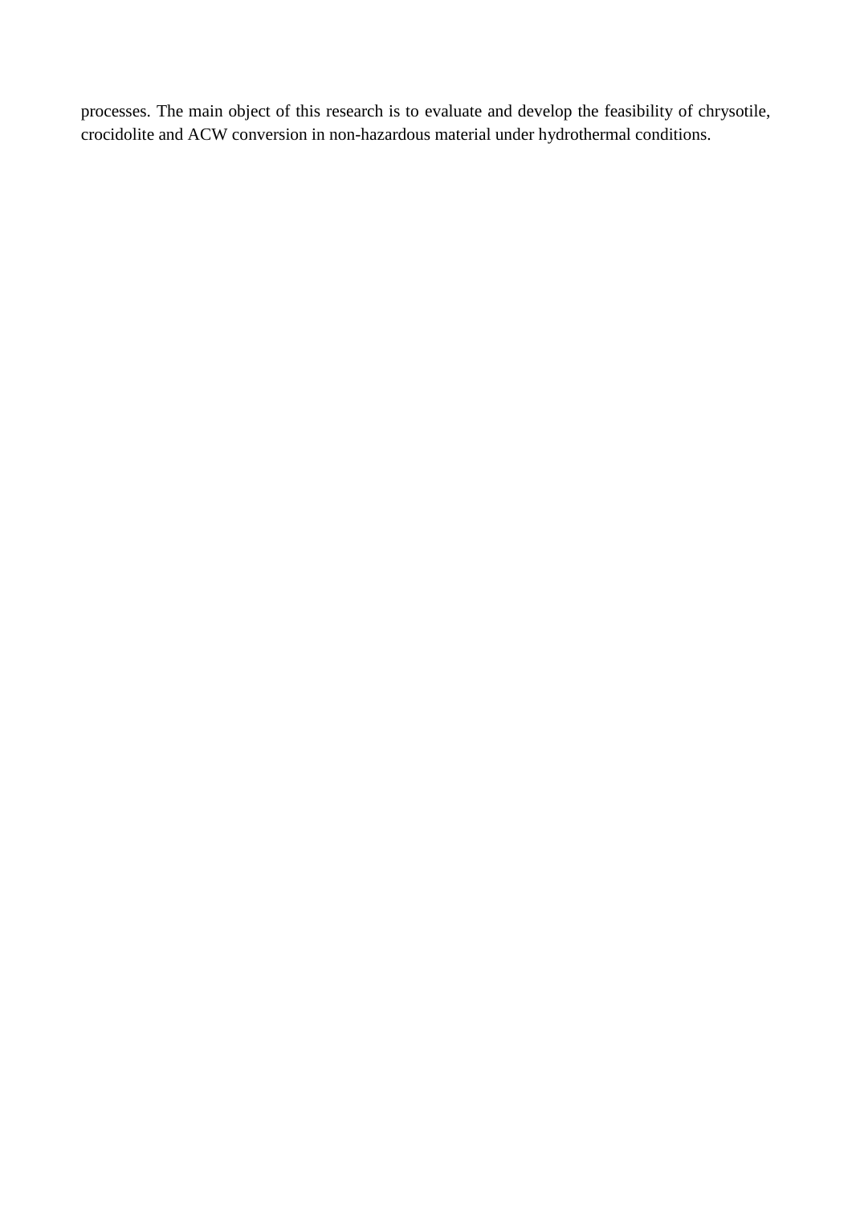processes. The main object of this research is to evaluate and develop the feasibility of chrysotile, crocidolite and ACW conversion in non-hazardous material under hydrothermal conditions.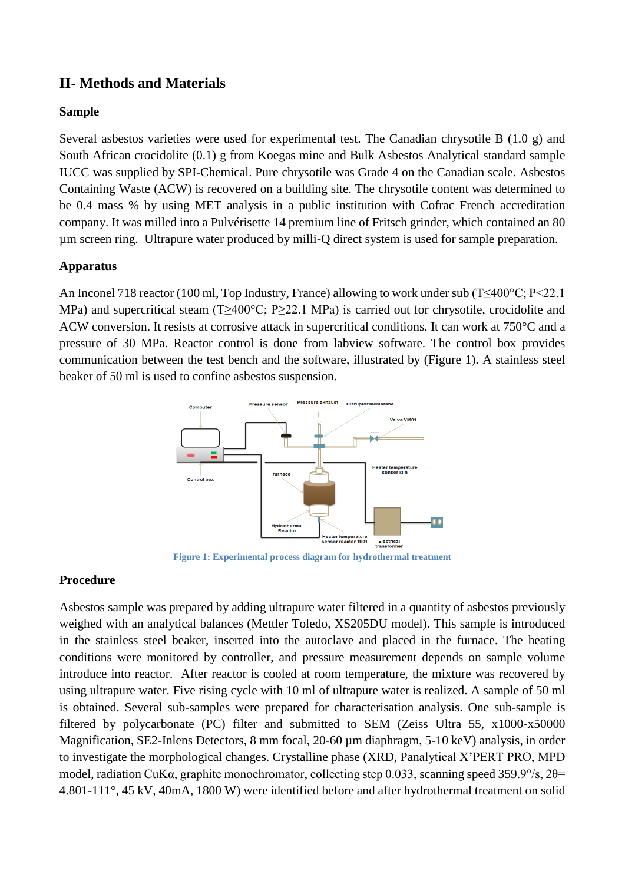## II- Methods and Materials

### Sample

Several asbestos varieties were used for experimental test. The Canadian chrysotile B (1.0 g) and South African crocidolite (0.1) g from Koegas mine and Bulk Asbestos Analytical standard sample IUCC was supplied by SPI-Chemical. Pure chrysotile was Grade 4 on the Canadian scale. Asbestos Containing Waste (ACW) is recovered on a building site. The chrysotile content was determined to be 0.4 mass % by using MET analysis in a public institution with Cofrac French accreditation company. It was milled into a Pulvérisette 14 premium line of Fritsch grinder, which contained an 80 µm screen ring. Ultrapure water produced by milli-Q direct system is used for sample preparation.

### Apparatus

An Inconel 718 reactor (100 ml, Top Industry, France) allowing to work under sub (T≤400°C; P<22.1 MPa) and supercritical steam (T≥400°C; P≥22.1 MPa) is carried out for chrysotile, crocidolite and ACW conversion. It resists at corrosive attack in supercritical conditions. It can work at 750°C and a pressure of 30 MPa. Reactor control is done from labview software. The control box provides communication between the test bench and the software, illustrated by (Figure 1). A stainless steel beaker of 50 ml is used to confine asbestos suspension.

**Figure 1: Experimental process diagram for hydrothermal treatment**

### Procedure

Asbestos sample was prepared by adding ultrapure water filtered in a quantity of asbestos previously weighed with an analytical balances (Mettler Toledo, XS205DU model). This sample is introduced in the stainless steel beaker, inserted into the autoclave and placed in the furnace. The heating conditions were monitored by controller, and pressure measurement depends on sample volume introduce into reactor. After reactor is cooled at room temperature, the mixture was recovered by using ultrapure water. Five rising cycle with 10 ml of ultrapure water is realized. A sample of 50 ml is obtained. Several sub-samples were prepared for characterisation analysis. One sub-sample is filtered by polycarbonate (PC) filter and submitted to SEM (Zeiss Ultra 55, x1000-x50000 Magnification, SE2-Inlens Detectors, 8 mm focal, 20-60 µm diaphragm, 5-10 keV) analysis, in order to investigate the morphological changes. Crystalline phase (XRD, Panalytical X'PERT PRO, MPD model, radiation CuKα, graphite monochromator, collecting step 0.033, scanning speed 359.9°/s, 2θ= 4.801-111°, 45 kV, 40mA, 1800 W) were identified before and after hydrothermal treatment on solid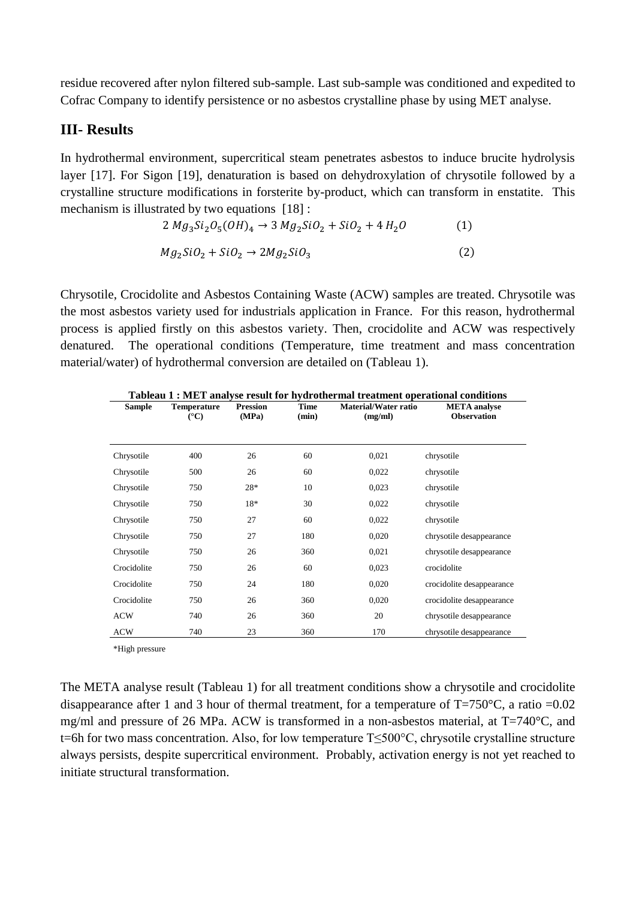residue recovered after nylon filtered sub-sample. Last sub-sample was conditioned and expedited to Cofrac Company to identify persistence or no asbestos crystalline phase by using MET analyse.

## III- Results

In hydrothermal environment, supercritical steam penetrates asbestos to induce brucite hydrolysis layer [17]. For Sigon [19], denaturation is based on dehydroxylation of chrysotile followed by a crystalline structure modifications in forsterite by-product, which can transform in enstatite. This mechanism is illustrated by two equations [18] :

$$2\ Mg_3Si_2O_5(OH)_4 \rightarrow 3\ Mg_2SiO_2 + SiO_2 + 4\ H_2O \qquad (1)$$

$$Mg_2SiO_2 + SiO_2 \rightarrow 2Mg_2SiO_3 \qquad (2)$$

Chrysotile, Crocidolite and Asbestos Containing Waste (ACW) samples are treated. Chrysotile was the most asbestos variety used for industrials application in France. For this reason, hydrothermal process is applied firstly on this asbestos variety. Then, crocidolite and ACW was respectively denatured. The operational conditions (Temperature, time treatment and mass concentration material/water) of hydrothermal conversion are detailed on (Tableau 1).

**Tableau 1 : MET analyse result for hydrothermal treatment operational conditions**

| Sample | Temperature (°C) | Pression (MPa) | Time (min) | Material/Water ratio (mg/ml) | META analyse Observation |
|---|---|---|---|---|---|
| Chrysotile | 400 | 26 | 60 | 0,021 | chrysotile |
| Chrysotile | 500 | 26 | 60 | 0,022 | chrysotile |
| Chrysotile | 750 | 28* | 10 | 0,023 | chrysotile |
| Chrysotile | 750 | 18* | 30 | 0,022 | chrysotile |
| Chrysotile | 750 | 27 | 60 | 0,022 | chrysotile |
| Chrysotile | 750 | 27 | 180 | 0,020 | chrysotile desappearance |
| Chrysotile | 750 | 26 | 360 | 0,021 | chrysotile desappearance |
| Crocidolite | 750 | 26 | 60 | 0,023 | crocidolite |
| Crocidolite | 750 | 24 | 180 | 0,020 | crocidolite desappearance |
| Crocidolite | 750 | 26 | 360 | 0,020 | crocidolite desappearance |
| ACW | 740 | 26 | 360 | 20 | chrysotile desappearance |
| ACW | 740 | 23 | 360 | 170 | chrysotile desappearance |

*High pressure

The META analyse result (Tableau 1) for all treatment conditions show a chrysotile and crocidolite disappearance after 1 and 3 hour of thermal treatment, for a temperature of T=750°C, a ratio =0.02 mg/ml and pressure of 26 MPa. ACW is transformed in a non-asbestos material, at T=740°C, and t=6h for two mass concentration. Also, for low temperature T≤500°C, chrysotile crystalline structure always persists, despite supercritical environment. Probably, activation energy is not yet reached to initiate structural transformation.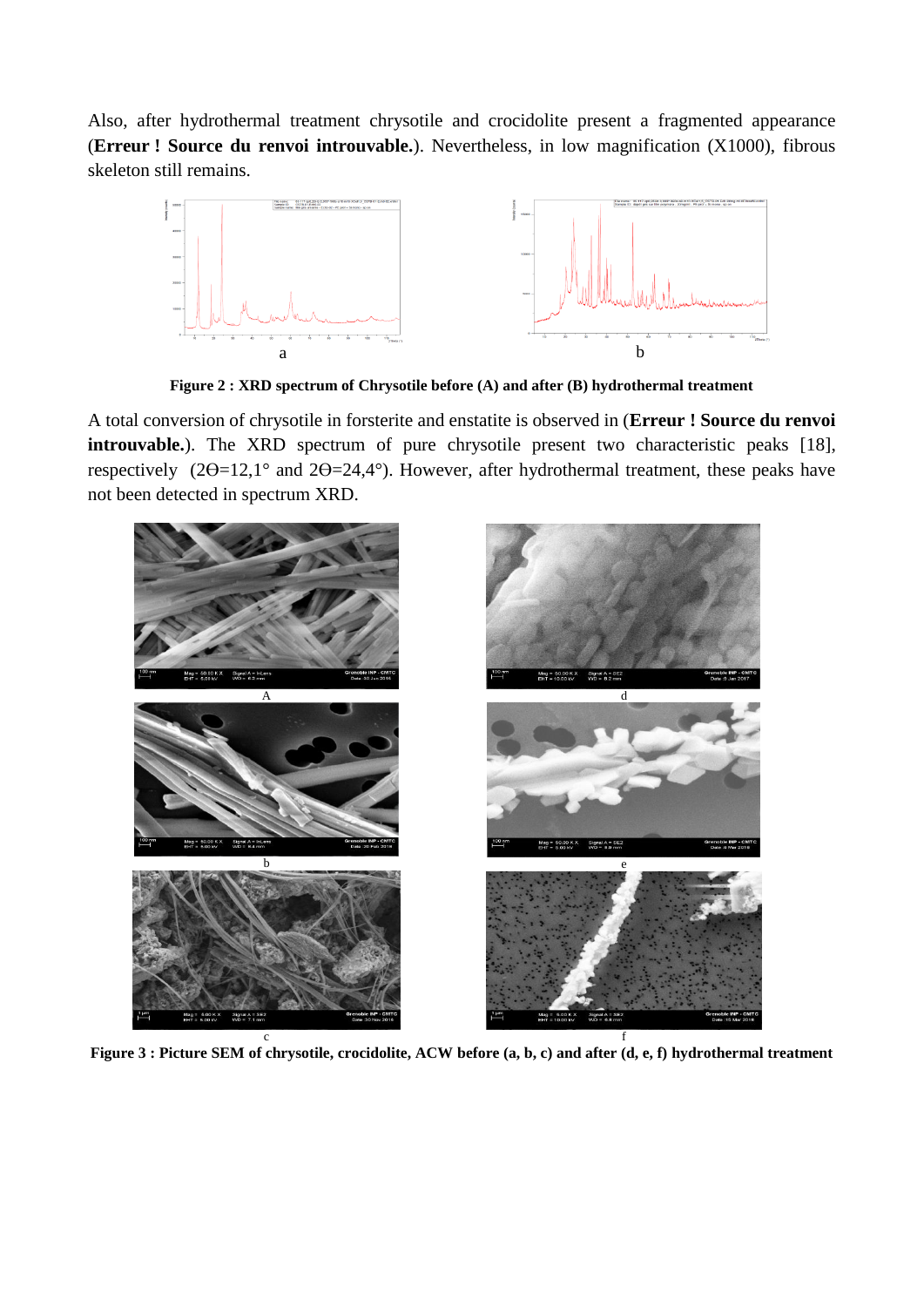Also, after hydrothermal treatment chrysotile and crocidolite present a fragmented appearance (**Erreur ! Source du renvoi introuvable.**). Nevertheless, in low magnification (X1000), fibrous skeleton still remains.

**Figure 2 : XRD spectrum of Chrysotile before (A) and after (B) hydrothermal treatment**

A total conversion of chrysotile in forsterite and enstatite is observed in (**Erreur ! Source du renvoi introuvable.**). The XRD spectrum of pure chrysotile present two characteristic peaks [18], respectively ($2\Theta=12{,}1°$ and $2\Theta=24{,}4°$). However, after hydrothermal treatment, these peaks have not been detected in spectrum XRD.

**Figure 3 : Picture SEM of chrysotile, crocidolite, ACW before (a, b, c) and after (d, e, f) hydrothermal treatment**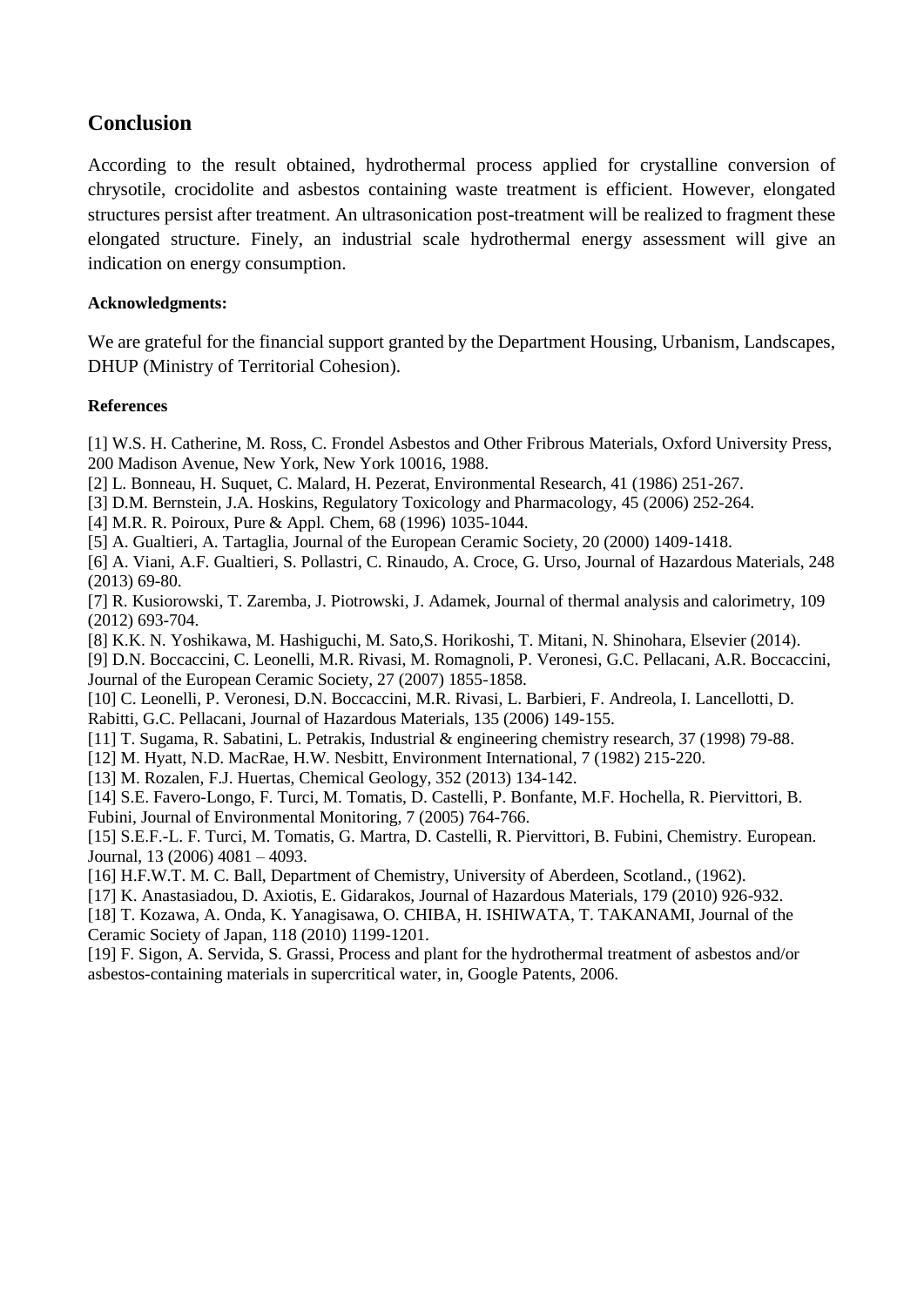## Conclusion

According to the result obtained, hydrothermal process applied for crystalline conversion of chrysotile, crocidolite and asbestos containing waste treatment is efficient. However, elongated structures persist after treatment. An ultrasonication post-treatment will be realized to fragment these elongated structure. Finely, an industrial scale hydrothermal energy assessment will give an indication on energy consumption.

**Acknowledgments:**

We are grateful for the financial support granted by the Department Housing, Urbanism, Landscapes, DHUP (Ministry of Territorial Cohesion).

**References**

[1] W.S. H. Catherine, M. Ross, C. Frondel Asbestos and Other Fribrous Materials, Oxford University Press, 200 Madison Avenue, New York, New York 10016, 1988.
[2] L. Bonneau, H. Suquet, C. Malard, H. Pezerat, Environmental Research, 41 (1986) 251-267.
[3] D.M. Bernstein, J.A. Hoskins, Regulatory Toxicology and Pharmacology, 45 (2006) 252-264.
[4] M.R. R. Poiroux, Pure & Appl. Chem, 68 (1996) 1035-1044.
[5] A. Gualtieri, A. Tartaglia, Journal of the European Ceramic Society, 20 (2000) 1409-1418.
[6] A. Viani, A.F. Gualtieri, S. Pollastri, C. Rinaudo, A. Croce, G. Urso, Journal of Hazardous Materials, 248 (2013) 69-80.
[7] R. Kusiorowski, T. Zaremba, J. Piotrowski, J. Adamek, Journal of thermal analysis and calorimetry, 109 (2012) 693-704.
[8] K.K. N. Yoshikawa, M. Hashiguchi, M. Sato,S. Horikoshi, T. Mitani, N. Shinohara, Elsevier (2014).
[9] D.N. Boccaccini, C. Leonelli, M.R. Rivasi, M. Romagnoli, P. Veronesi, G.C. Pellacani, A.R. Boccaccini, Journal of the European Ceramic Society, 27 (2007) 1855-1858.
[10] C. Leonelli, P. Veronesi, D.N. Boccaccini, M.R. Rivasi, L. Barbieri, F. Andreola, I. Lancellotti, D. Rabitti, G.C. Pellacani, Journal of Hazardous Materials, 135 (2006) 149-155.
[11] T. Sugama, R. Sabatini, L. Petrakis, Industrial & engineering chemistry research, 37 (1998) 79-88.
[12] M. Hyatt, N.D. MacRae, H.W. Nesbitt, Environment International, 7 (1982) 215-220.
[13] M. Rozalen, F.J. Huertas, Chemical Geology, 352 (2013) 134-142.
[14] S.E. Favero-Longo, F. Turci, M. Tomatis, D. Castelli, P. Bonfante, M.F. Hochella, R. Piervittori, B. Fubini, Journal of Environmental Monitoring, 7 (2005) 764-766.
[15] S.E.F.-L. F. Turci, M. Tomatis, G. Martra, D. Castelli, R. Piervittori, B. Fubini, Chemistry. European. Journal, 13 (2006) 4081 – 4093.
[16] H.F.W.T. M. C. Ball, Department of Chemistry, University of Aberdeen, Scotland., (1962).
[17] K. Anastasiadou, D. Axiotis, E. Gidarakos, Journal of Hazardous Materials, 179 (2010) 926-932.
[18] T. Kozawa, A. Onda, K. Yanagisawa, O. CHIBA, H. ISHIWATA, T. TAKANAMI, Journal of the Ceramic Society of Japan, 118 (2010) 1199-1201.
[19] F. Sigon, A. Servida, S. Grassi, Process and plant for the hydrothermal treatment of asbestos and/or asbestos-containing materials in supercritical water, in, Google Patents, 2006.